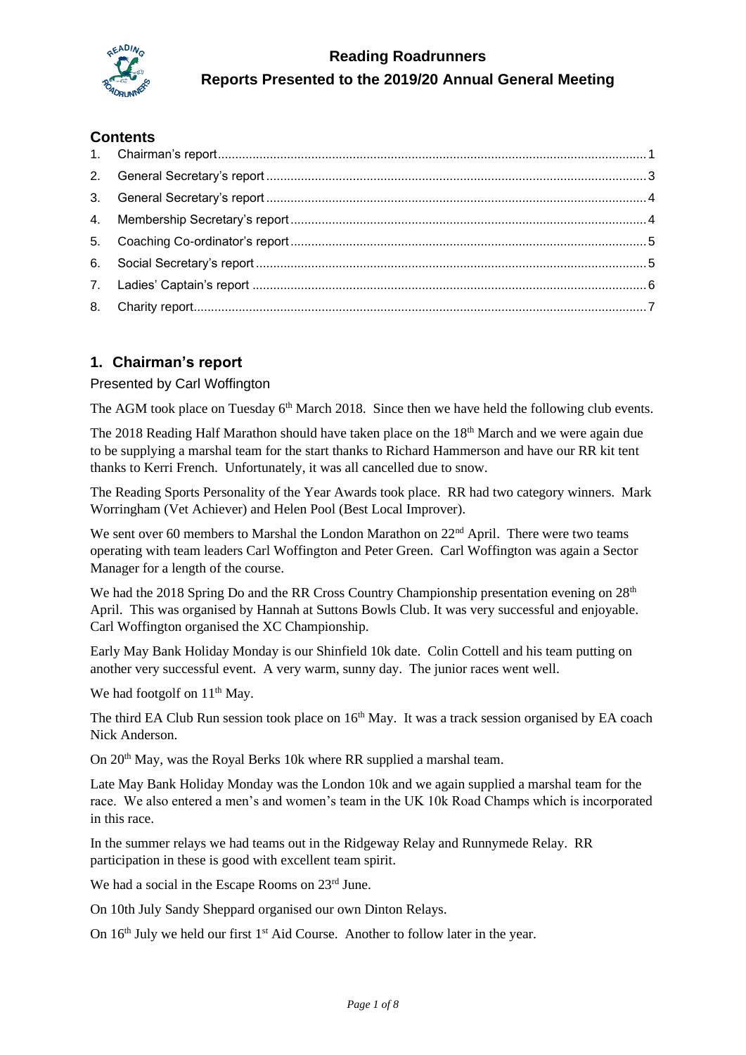# Reading Roadrunners

## Reports Presented to the 2019/20 Annual General Meeting

### Contents

1. Chairman's report ........................................ 1
2. General Secretary's report ........................................ 3
3. General Secretary's report ........................................ 4
4. Membership Secretary's report ........................................ 4
5. Coaching Co-ordinator's report ........................................ 5
6. Social Secretary's report ........................................ 5
7. Ladies' Captain's report ........................................ 6
8. Charity report ........................................ 7

## 1. Chairman's report

Presented by Carl Woffington

The AGM took place on Tuesday 6th March 2018. Since then we have held the following club events.

The 2018 Reading Half Marathon should have taken place on the 18th March and we were again due to be supplying a marshal team for the start thanks to Richard Hammerson and have our RR kit tent thanks to Kerri French. Unfortunately, it was all cancelled due to snow.

The Reading Sports Personality of the Year Awards took place. RR had two category winners. Mark Worringham (Vet Achiever) and Helen Pool (Best Local Improver).

We sent over 60 members to Marshal the London Marathon on 22nd April. There were two teams operating with team leaders Carl Woffington and Peter Green. Carl Woffington was again a Sector Manager for a length of the course.

We had the 2018 Spring Do and the RR Cross Country Championship presentation evening on 28th April. This was organised by Hannah at Suttons Bowls Club. It was very successful and enjoyable. Carl Woffington organised the XC Championship.

Early May Bank Holiday Monday is our Shinfield 10k date. Colin Cottell and his team putting on another very successful event. A very warm, sunny day. The junior races went well.

We had footgolf on 11th May.

The third EA Club Run session took place on 16th May. It was a track session organised by EA coach Nick Anderson.

On 20th May, was the Royal Berks 10k where RR supplied a marshal team.

Late May Bank Holiday Monday was the London 10k and we again supplied a marshal team for the race. We also entered a men's and women's team in the UK 10k Road Champs which is incorporated in this race.

In the summer relays we had teams out in the Ridgeway Relay and Runnymede Relay. RR participation in these is good with excellent team spirit.

We had a social in the Escape Rooms on 23rd June.

On 10th July Sandy Sheppard organised our own Dinton Relays.

On 16th July we held our first 1st Aid Course. Another to follow later in the year.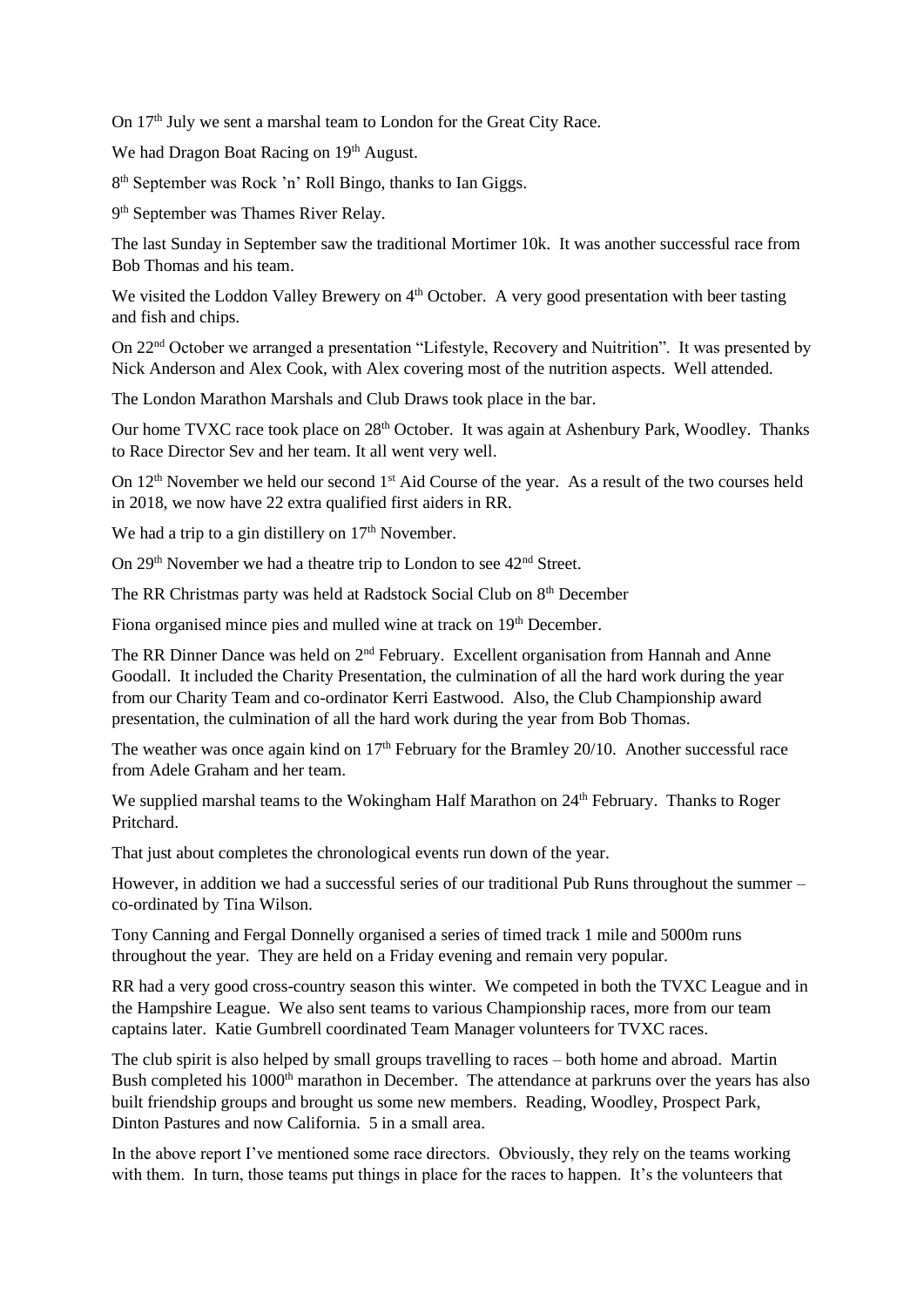On 17th July we sent a marshal team to London for the Great City Race.

We had Dragon Boat Racing on 19th August.

8th September was Rock 'n' Roll Bingo, thanks to Ian Giggs.

9th September was Thames River Relay.

The last Sunday in September saw the traditional Mortimer 10k. It was another successful race from Bob Thomas and his team.

We visited the Loddon Valley Brewery on 4th October. A very good presentation with beer tasting and fish and chips.

On 22nd October we arranged a presentation "Lifestyle, Recovery and Nuitrition". It was presented by Nick Anderson and Alex Cook, with Alex covering most of the nutrition aspects. Well attended.

The London Marathon Marshals and Club Draws took place in the bar.

Our home TVXC race took place on 28th October. It was again at Ashenbury Park, Woodley. Thanks to Race Director Sev and her team. It all went very well.

On 12th November we held our second 1st Aid Course of the year. As a result of the two courses held in 2018, we now have 22 extra qualified first aiders in RR.

We had a trip to a gin distillery on 17th November.

On 29th November we had a theatre trip to London to see 42nd Street.

The RR Christmas party was held at Radstock Social Club on 8th December

Fiona organised mince pies and mulled wine at track on 19th December.

The RR Dinner Dance was held on 2nd February. Excellent organisation from Hannah and Anne Goodall. It included the Charity Presentation, the culmination of all the hard work during the year from our Charity Team and co-ordinator Kerri Eastwood. Also, the Club Championship award presentation, the culmination of all the hard work during the year from Bob Thomas.

The weather was once again kind on 17th February for the Bramley 20/10. Another successful race from Adele Graham and her team.

We supplied marshal teams to the Wokingham Half Marathon on 24th February. Thanks to Roger Pritchard.

That just about completes the chronological events run down of the year.

However, in addition we had a successful series of our traditional Pub Runs throughout the summer – co-ordinated by Tina Wilson.

Tony Canning and Fergal Donnelly organised a series of timed track 1 mile and 5000m runs throughout the year. They are held on a Friday evening and remain very popular.

RR had a very good cross-country season this winter. We competed in both the TVXC League and in the Hampshire League. We also sent teams to various Championship races, more from our team captains later. Katie Gumbrell coordinated Team Manager volunteers for TVXC races.

The club spirit is also helped by small groups travelling to races – both home and abroad. Martin Bush completed his 1000th marathon in December. The attendance at parkruns over the years has also built friendship groups and brought us some new members. Reading, Woodley, Prospect Park, Dinton Pastures and now California. 5 in a small area.

In the above report I've mentioned some race directors. Obviously, they rely on the teams working with them. In turn, those teams put things in place for the races to happen. It's the volunteers that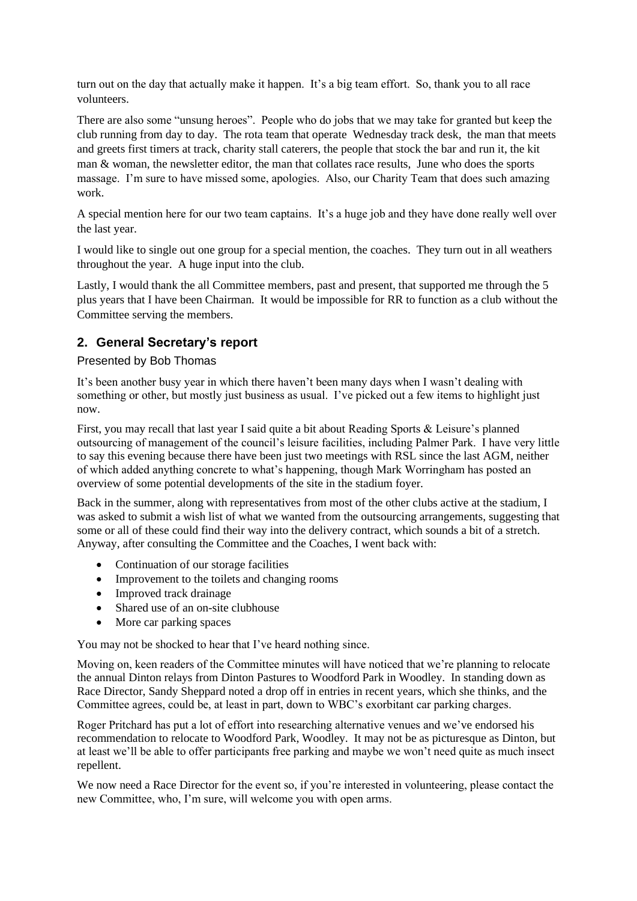turn out on the day that actually make it happen. It's a big team effort. So, thank you to all race volunteers.

There are also some "unsung heroes". People who do jobs that we may take for granted but keep the club running from day to day. The rota team that operate Wednesday track desk, the man that meets and greets first timers at track, charity stall caterers, the people that stock the bar and run it, the kit man & woman, the newsletter editor, the man that collates race results, June who does the sports massage. I'm sure to have missed some, apologies. Also, our Charity Team that does such amazing work.

A special mention here for our two team captains. It's a huge job and they have done really well over the last year.

I would like to single out one group for a special mention, the coaches. They turn out in all weathers throughout the year. A huge input into the club.

Lastly, I would thank the all Committee members, past and present, that supported me through the 5 plus years that I have been Chairman. It would be impossible for RR to function as a club without the Committee serving the members.

## 2. General Secretary's report

Presented by Bob Thomas

It's been another busy year in which there haven't been many days when I wasn't dealing with something or other, but mostly just business as usual. I've picked out a few items to highlight just now.

First, you may recall that last year I said quite a bit about Reading Sports & Leisure's planned outsourcing of management of the council's leisure facilities, including Palmer Park. I have very little to say this evening because there have been just two meetings with RSL since the last AGM, neither of which added anything concrete to what's happening, though Mark Worringham has posted an overview of some potential developments of the site in the stadium foyer.

Back in the summer, along with representatives from most of the other clubs active at the stadium, I was asked to submit a wish list of what we wanted from the outsourcing arrangements, suggesting that some or all of these could find their way into the delivery contract, which sounds a bit of a stretch. Anyway, after consulting the Committee and the Coaches, I went back with:

- Continuation of our storage facilities
- Improvement to the toilets and changing rooms
- Improved track drainage
- Shared use of an on-site clubhouse
- More car parking spaces

You may not be shocked to hear that I've heard nothing since.

Moving on, keen readers of the Committee minutes will have noticed that we're planning to relocate the annual Dinton relays from Dinton Pastures to Woodford Park in Woodley. In standing down as Race Director, Sandy Sheppard noted a drop off in entries in recent years, which she thinks, and the Committee agrees, could be, at least in part, down to WBC's exorbitant car parking charges.

Roger Pritchard has put a lot of effort into researching alternative venues and we've endorsed his recommendation to relocate to Woodford Park, Woodley. It may not be as picturesque as Dinton, but at least we'll be able to offer participants free parking and maybe we won't need quite as much insect repellent.

We now need a Race Director for the event so, if you're interested in volunteering, please contact the new Committee, who, I'm sure, will welcome you with open arms.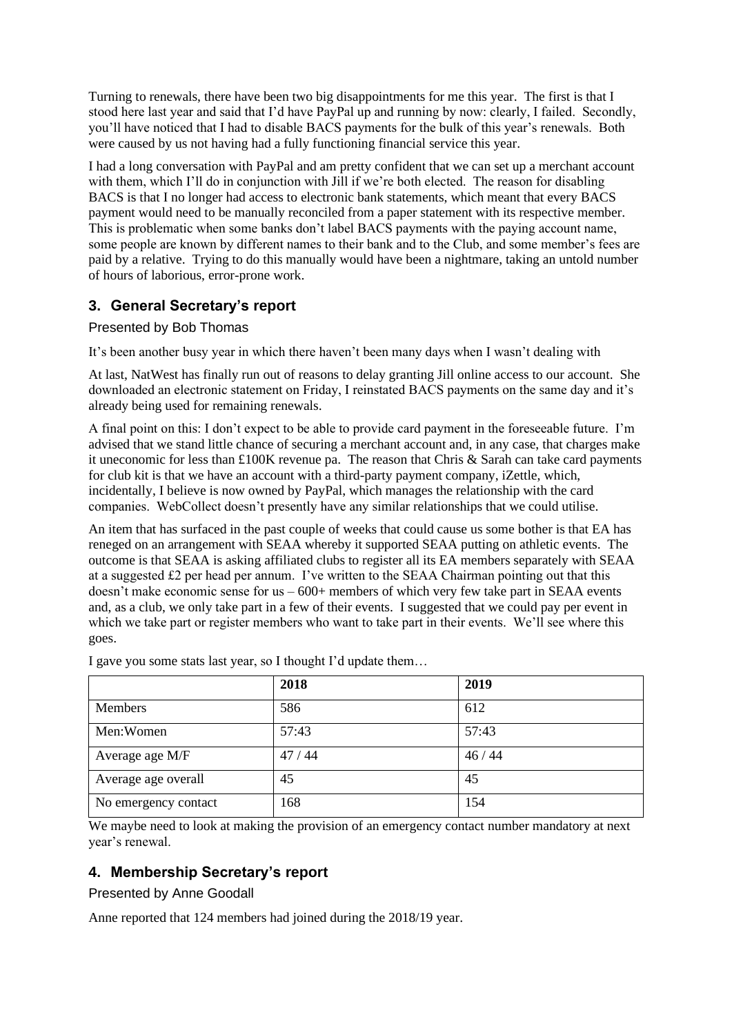Turning to renewals, there have been two big disappointments for me this year. The first is that I stood here last year and said that I'd have PayPal up and running by now: clearly, I failed. Secondly, you'll have noticed that I had to disable BACS payments for the bulk of this year's renewals. Both were caused by us not having had a fully functioning financial service this year.

I had a long conversation with PayPal and am pretty confident that we can set up a merchant account with them, which I'll do in conjunction with Jill if we're both elected. The reason for disabling BACS is that I no longer had access to electronic bank statements, which meant that every BACS payment would need to be manually reconciled from a paper statement with its respective member. This is problematic when some banks don't label BACS payments with the paying account name, some people are known by different names to their bank and to the Club, and some member's fees are paid by a relative. Trying to do this manually would have been a nightmare, taking an untold number of hours of laborious, error-prone work.

## 3. General Secretary's report

Presented by Bob Thomas

It's been another busy year in which there haven't been many days when I wasn't dealing with

At last, NatWest has finally run out of reasons to delay granting Jill online access to our account. She downloaded an electronic statement on Friday, I reinstated BACS payments on the same day and it's already being used for remaining renewals.

A final point on this: I don't expect to be able to provide card payment in the foreseeable future. I'm advised that we stand little chance of securing a merchant account and, in any case, that charges make it uneconomic for less than £100K revenue pa. The reason that Chris & Sarah can take card payments for club kit is that we have an account with a third-party payment company, iZettle, which, incidentally, I believe is now owned by PayPal, which manages the relationship with the card companies. WebCollect doesn't presently have any similar relationships that we could utilise.

An item that has surfaced in the past couple of weeks that could cause us some bother is that EA has reneged on an arrangement with SEAA whereby it supported SEAA putting on athletic events. The outcome is that SEAA is asking affiliated clubs to register all its EA members separately with SEAA at a suggested £2 per head per annum. I've written to the SEAA Chairman pointing out that this doesn't make economic sense for us – 600+ members of which very few take part in SEAA events and, as a club, we only take part in a few of their events. I suggested that we could pay per event in which we take part or register members who want to take part in their events. We'll see where this goes.

I gave you some stats last year, so I thought I'd update them…

| | 2018 | 2019 |
|---|---|---|
| Members | 586 | 612 |
| Men:Women | 57:43 | 57:43 |
| Average age M/F | 47 / 44 | 46 / 44 |
| Average age overall | 45 | 45 |
| No emergency contact | 168 | 154 |

We maybe need to look at making the provision of an emergency contact number mandatory at next year's renewal.

## 4. Membership Secretary's report

Presented by Anne Goodall

Anne reported that 124 members had joined during the 2018/19 year.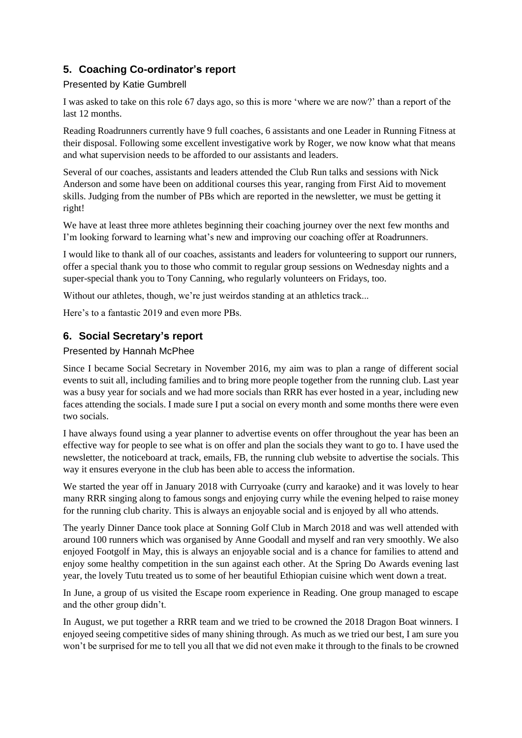## 5. Coaching Co-ordinator's report

Presented by Katie Gumbrell

I was asked to take on this role 67 days ago, so this is more 'where we are now?' than a report of the last 12 months.

Reading Roadrunners currently have 9 full coaches, 6 assistants and one Leader in Running Fitness at their disposal. Following some excellent investigative work by Roger, we now know what that means and what supervision needs to be afforded to our assistants and leaders.

Several of our coaches, assistants and leaders attended the Club Run talks and sessions with Nick Anderson and some have been on additional courses this year, ranging from First Aid to movement skills. Judging from the number of PBs which are reported in the newsletter, we must be getting it right!

We have at least three more athletes beginning their coaching journey over the next few months and I'm looking forward to learning what's new and improving our coaching offer at Roadrunners.

I would like to thank all of our coaches, assistants and leaders for volunteering to support our runners, offer a special thank you to those who commit to regular group sessions on Wednesday nights and a super-special thank you to Tony Canning, who regularly volunteers on Fridays, too.

Without our athletes, though, we're just weirdos standing at an athletics track...

Here's to a fantastic 2019 and even more PBs.

## 6. Social Secretary's report

Presented by Hannah McPhee

Since I became Social Secretary in November 2016, my aim was to plan a range of different social events to suit all, including families and to bring more people together from the running club. Last year was a busy year for socials and we had more socials than RRR has ever hosted in a year, including new faces attending the socials. I made sure I put a social on every month and some months there were even two socials.

I have always found using a year planner to advertise events on offer throughout the year has been an effective way for people to see what is on offer and plan the socials they want to go to. I have used the newsletter, the noticeboard at track, emails, FB, the running club website to advertise the socials. This way it ensures everyone in the club has been able to access the information.

We started the year off in January 2018 with Curryoake (curry and karaoke) and it was lovely to hear many RRR singing along to famous songs and enjoying curry while the evening helped to raise money for the running club charity. This is always an enjoyable social and is enjoyed by all who attends.

The yearly Dinner Dance took place at Sonning Golf Club in March 2018 and was well attended with around 100 runners which was organised by Anne Goodall and myself and ran very smoothly. We also enjoyed Footgolf in May, this is always an enjoyable social and is a chance for families to attend and enjoy some healthy competition in the sun against each other. At the Spring Do Awards evening last year, the lovely Tutu treated us to some of her beautiful Ethiopian cuisine which went down a treat.

In June, a group of us visited the Escape room experience in Reading. One group managed to escape and the other group didn't.

In August, we put together a RRR team and we tried to be crowned the 2018 Dragon Boat winners. I enjoyed seeing competitive sides of many shining through. As much as we tried our best, I am sure you won't be surprised for me to tell you all that we did not even make it through to the finals to be crowned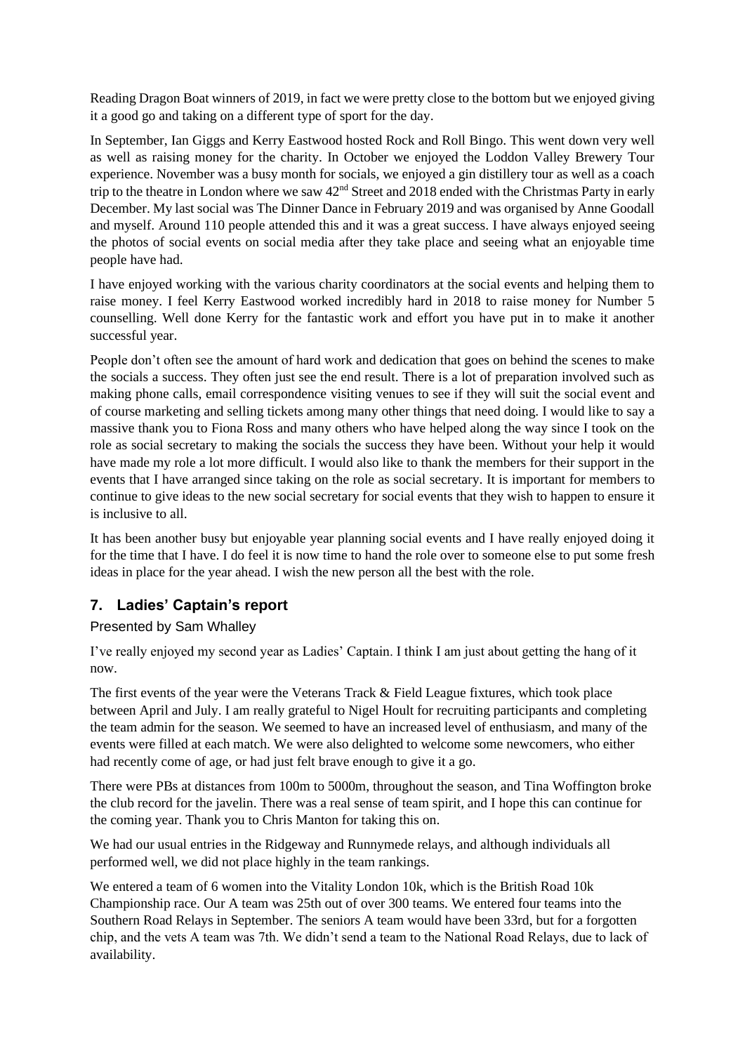Reading Dragon Boat winners of 2019, in fact we were pretty close to the bottom but we enjoyed giving it a good go and taking on a different type of sport for the day.

In September, Ian Giggs and Kerry Eastwood hosted Rock and Roll Bingo. This went down very well as well as raising money for the charity. In October we enjoyed the Loddon Valley Brewery Tour experience. November was a busy month for socials, we enjoyed a gin distillery tour as well as a coach trip to the theatre in London where we saw 42nd Street and 2018 ended with the Christmas Party in early December. My last social was The Dinner Dance in February 2019 and was organised by Anne Goodall and myself. Around 110 people attended this and it was a great success. I have always enjoyed seeing the photos of social events on social media after they take place and seeing what an enjoyable time people have had.

I have enjoyed working with the various charity coordinators at the social events and helping them to raise money. I feel Kerry Eastwood worked incredibly hard in 2018 to raise money for Number 5 counselling. Well done Kerry for the fantastic work and effort you have put in to make it another successful year.

People don't often see the amount of hard work and dedication that goes on behind the scenes to make the socials a success. They often just see the end result. There is a lot of preparation involved such as making phone calls, email correspondence visiting venues to see if they will suit the social event and of course marketing and selling tickets among many other things that need doing. I would like to say a massive thank you to Fiona Ross and many others who have helped along the way since I took on the role as social secretary to making the socials the success they have been. Without your help it would have made my role a lot more difficult. I would also like to thank the members for their support in the events that I have arranged since taking on the role as social secretary. It is important for members to continue to give ideas to the new social secretary for social events that they wish to happen to ensure it is inclusive to all.

It has been another busy but enjoyable year planning social events and I have really enjoyed doing it for the time that I have. I do feel it is now time to hand the role over to someone else to put some fresh ideas in place for the year ahead. I wish the new person all the best with the role.

## 7. Ladies' Captain's report

Presented by Sam Whalley

I've really enjoyed my second year as Ladies' Captain. I think I am just about getting the hang of it now.

The first events of the year were the Veterans Track & Field League fixtures, which took place between April and July. I am really grateful to Nigel Hoult for recruiting participants and completing the team admin for the season. We seemed to have an increased level of enthusiasm, and many of the events were filled at each match. We were also delighted to welcome some newcomers, who either had recently come of age, or had just felt brave enough to give it a go.

There were PBs at distances from 100m to 5000m, throughout the season, and Tina Woffington broke the club record for the javelin. There was a real sense of team spirit, and I hope this can continue for the coming year. Thank you to Chris Manton for taking this on.

We had our usual entries in the Ridgeway and Runnymede relays, and although individuals all performed well, we did not place highly in the team rankings.

We entered a team of 6 women into the Vitality London 10k, which is the British Road 10k Championship race. Our A team was 25th out of over 300 teams. We entered four teams into the Southern Road Relays in September. The seniors A team would have been 33rd, but for a forgotten chip, and the vets A team was 7th. We didn't send a team to the National Road Relays, due to lack of availability.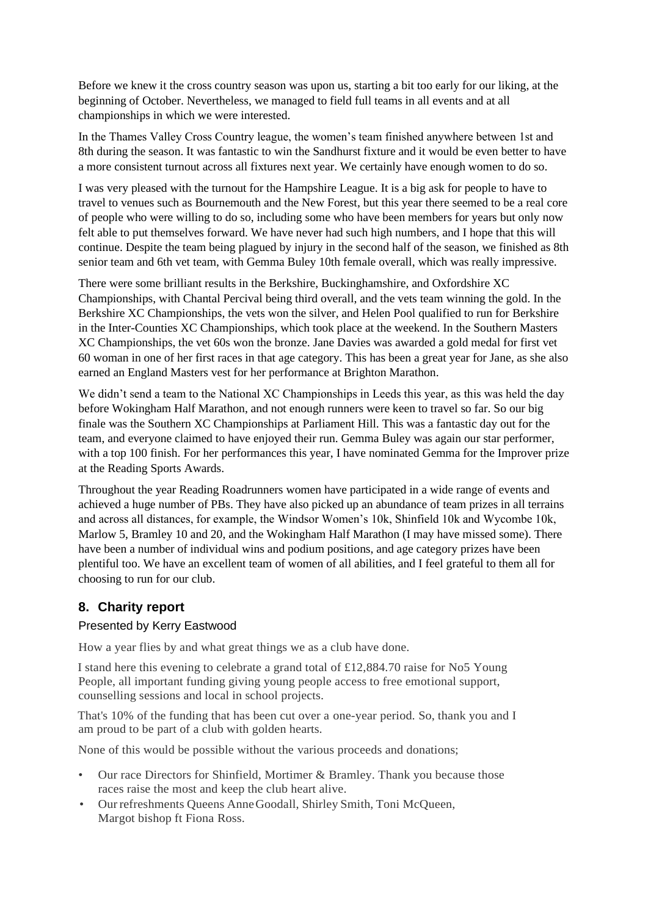Before we knew it the cross country season was upon us, starting a bit too early for our liking, at the beginning of October. Nevertheless, we managed to field full teams in all events and at all championships in which we were interested.

In the Thames Valley Cross Country league, the women's team finished anywhere between 1st and 8th during the season. It was fantastic to win the Sandhurst fixture and it would be even better to have a more consistent turnout across all fixtures next year. We certainly have enough women to do so.

I was very pleased with the turnout for the Hampshire League. It is a big ask for people to have to travel to venues such as Bournemouth and the New Forest, but this year there seemed to be a real core of people who were willing to do so, including some who have been members for years but only now felt able to put themselves forward. We have never had such high numbers, and I hope that this will continue. Despite the team being plagued by injury in the second half of the season, we finished as 8th senior team and 6th vet team, with Gemma Buley 10th female overall, which was really impressive.

There were some brilliant results in the Berkshire, Buckinghamshire, and Oxfordshire XC Championships, with Chantal Percival being third overall, and the vets team winning the gold. In the Berkshire XC Championships, the vets won the silver, and Helen Pool qualified to run for Berkshire in the Inter-Counties XC Championships, which took place at the weekend. In the Southern Masters XC Championships, the vet 60s won the bronze. Jane Davies was awarded a gold medal for first vet 60 woman in one of her first races in that age category. This has been a great year for Jane, as she also earned an England Masters vest for her performance at Brighton Marathon.

We didn't send a team to the National XC Championships in Leeds this year, as this was held the day before Wokingham Half Marathon, and not enough runners were keen to travel so far. So our big finale was the Southern XC Championships at Parliament Hill. This was a fantastic day out for the team, and everyone claimed to have enjoyed their run. Gemma Buley was again our star performer, with a top 100 finish. For her performances this year, I have nominated Gemma for the Improver prize at the Reading Sports Awards.

Throughout the year Reading Roadrunners women have participated in a wide range of events and achieved a huge number of PBs. They have also picked up an abundance of team prizes in all terrains and across all distances, for example, the Windsor Women's 10k, Shinfield 10k and Wycombe 10k, Marlow 5, Bramley 10 and 20, and the Wokingham Half Marathon (I may have missed some). There have been a number of individual wins and podium positions, and age category prizes have been plentiful too. We have an excellent team of women of all abilities, and I feel grateful to them all for choosing to run for our club.

## 8. Charity report

Presented by Kerry Eastwood

How a year flies by and what great things we as a club have done.

I stand here this evening to celebrate a grand total of £12,884.70 raise for No5 Young People, all important funding giving young people access to free emotional support, counselling sessions and local in school projects.

That's 10% of the funding that has been cut over a one-year period. So, thank you and I am proud to be part of a club with golden hearts.

None of this would be possible without the various proceeds and donations;

- Our race Directors for Shinfield, Mortimer & Bramley. Thank you because those races raise the most and keep the club heart alive.
- Our refreshments Queens Anne Goodall, Shirley Smith, Toni McQueen, Margot bishop ft Fiona Ross.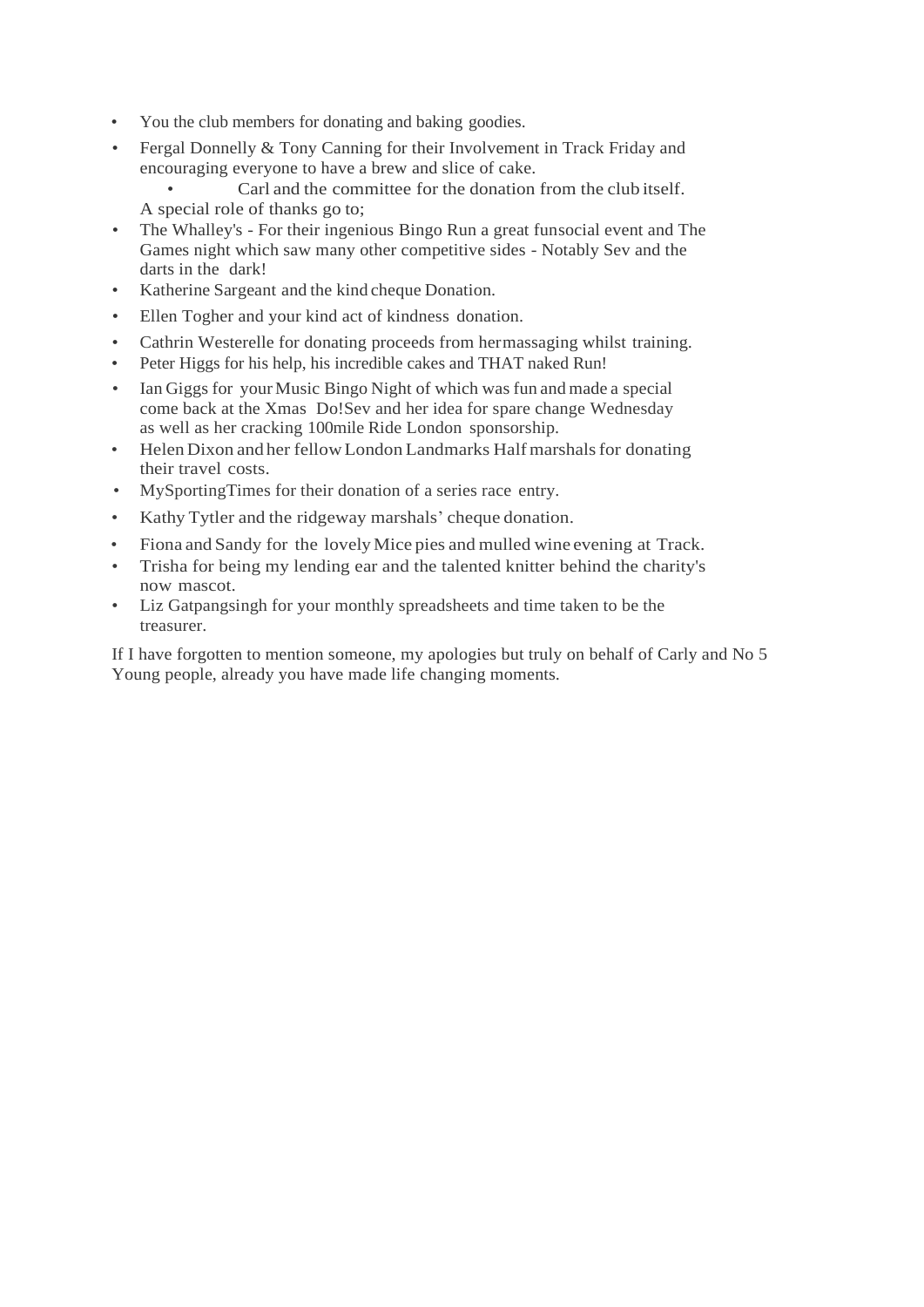- You the club members for donating and baking goodies.
- Fergal Donnelly & Tony Canning for their Involvement in Track Friday and encouraging everyone to have a brew and slice of cake.
  - Carl and the committee for the donation from the club itself.

A special role of thanks go to;

- The Whalley's - For their ingenious Bingo Run a great funsocial event and The Games night which saw many other competitive sides - Notably Sev and the darts in the dark!
- Katherine Sargeant and the kind cheque Donation.
- Ellen Togher and your kind act of kindness donation.
- Cathrin Westerelle for donating proceeds from hermassaging whilst training.
- Peter Higgs for his help, his incredible cakes and THAT naked Run!
- Ian Giggs for your Music Bingo Night of which was fun and made a special come back at the Xmas Do!Sev and her idea for spare change Wednesday as well as her cracking 100mile Ride London sponsorship.
- Helen Dixon and her fellow London Landmarks Half marshals for donating their travel costs.
- MySportingTimes for their donation of a series race entry.
- Kathy Tytler and the ridgeway marshals' cheque donation.
- Fiona and Sandy for the lovely Mice pies and mulled wine evening at Track.
- Trisha for being my lending ear and the talented knitter behind the charity's now mascot.
- Liz Gatpangsingh for your monthly spreadsheets and time taken to be the treasurer.

If I have forgotten to mention someone, my apologies but truly on behalf of Carly and No 5 Young people, already you have made life changing moments.